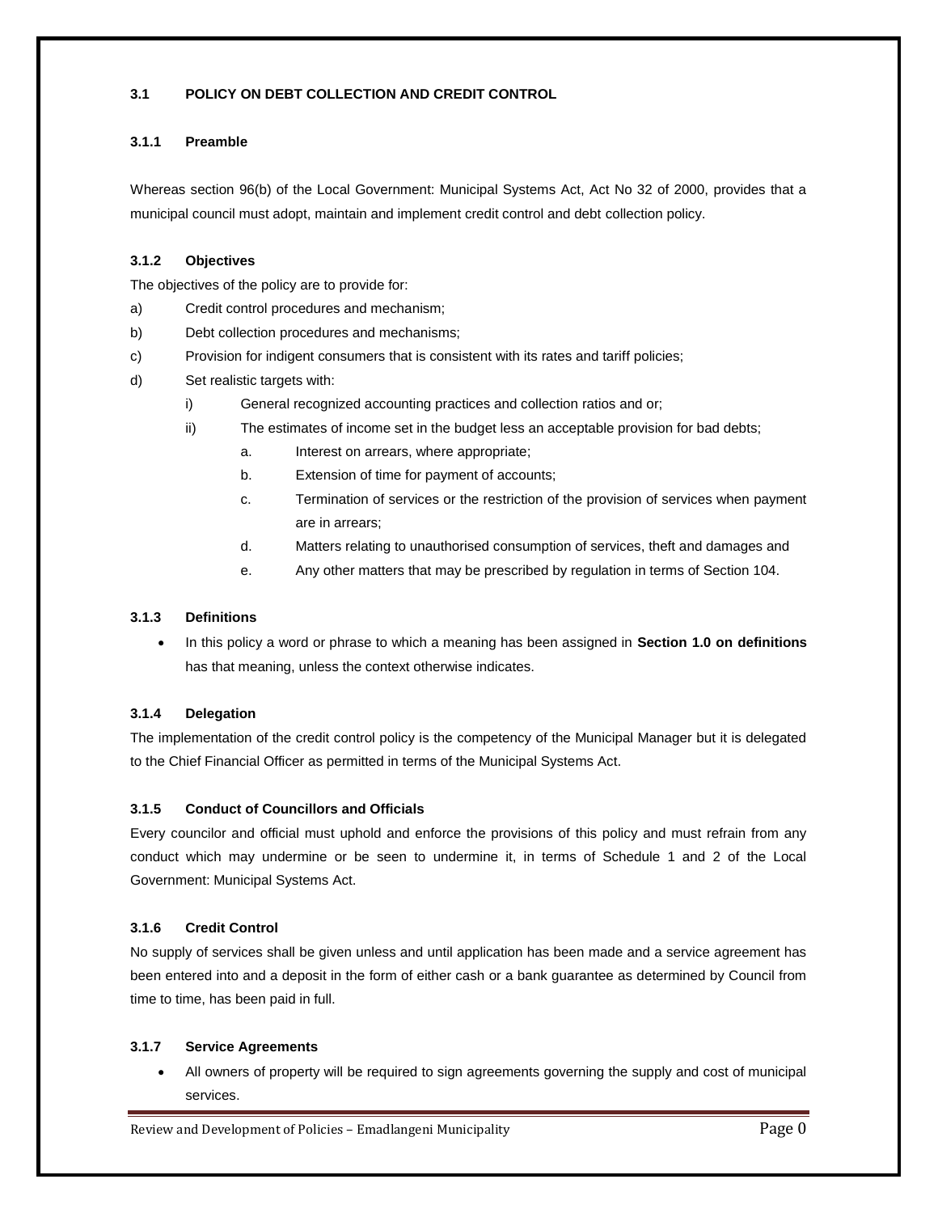### 3.1 POLICY ON DEBT COLLECTION AND CREDIT CONTROL

#### 3.1.1 Preamble

Whereas section 96(b) of the Local Government: Municipal Systems Act, Act No 32 of 2000, provides that a municipal council must adopt, maintain and implement credit control and debt collection policy.

#### 3.1.2 Objectives

The objectives of the policy are to provide for:

a) Credit control procedures and mechanism;

b) Debt collection procedures and mechanisms;

c) Provision for indigent consumers that is consistent with its rates and tariff policies;

d) Set realistic targets with:

  i) General recognized accounting practices and collection ratios and or;

  ii) The estimates of income set in the budget less an acceptable provision for bad debts;

    a. Interest on arrears, where appropriate;

    b. Extension of time for payment of accounts;

    c. Termination of services or the restriction of the provision of services when payment are in arrears;

    d. Matters relating to unauthorised consumption of services, theft and damages and

    e. Any other matters that may be prescribed by regulation in terms of Section 104.

#### 3.1.3 Definitions

- In this policy a word or phrase to which a meaning has been assigned in **Section 1.0 on definitions** has that meaning, unless the context otherwise indicates.

#### 3.1.4 Delegation

The implementation of the credit control policy is the competency of the Municipal Manager but it is delegated to the Chief Financial Officer as permitted in terms of the Municipal Systems Act.

#### 3.1.5 Conduct of Councillors and Officials

Every councilor and official must uphold and enforce the provisions of this policy and must refrain from any conduct which may undermine or be seen to undermine it, in terms of Schedule 1 and 2 of the Local Government: Municipal Systems Act.

#### 3.1.6 Credit Control

No supply of services shall be given unless and until application has been made and a service agreement has been entered into and a deposit in the form of either cash or a bank guarantee as determined by Council from time to time, has been paid in full.

#### 3.1.7 Service Agreements

- All owners of property will be required to sign agreements governing the supply and cost of municipal services.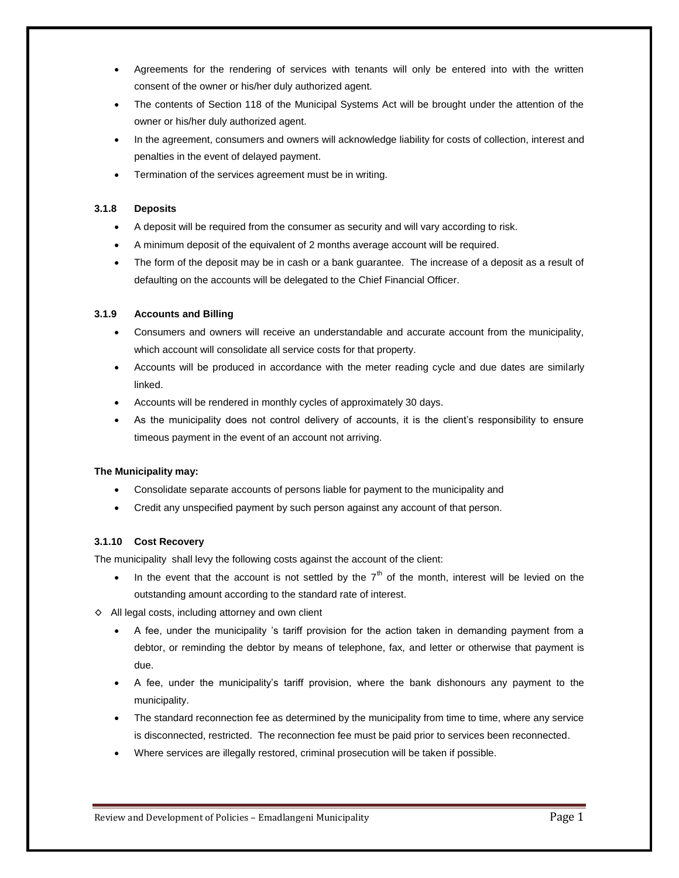- Agreements for the rendering of services with tenants will only be entered into with the written consent of the owner or his/her duly authorized agent.
- The contents of Section 118 of the Municipal Systems Act will be brought under the attention of the owner or his/her duly authorized agent.
- In the agreement, consumers and owners will acknowledge liability for costs of collection, interest and penalties in the event of delayed payment.
- Termination of the services agreement must be in writing.

#### 3.1.8 Deposits

- A deposit will be required from the consumer as security and will vary according to risk.
- A minimum deposit of the equivalent of 2 months average account will be required.
- The form of the deposit may be in cash or a bank guarantee. The increase of a deposit as a result of defaulting on the accounts will be delegated to the Chief Financial Officer.

#### 3.1.9 Accounts and Billing

- Consumers and owners will receive an understandable and accurate account from the municipality, which account will consolidate all service costs for that property.
- Accounts will be produced in accordance with the meter reading cycle and due dates are similarly linked.
- Accounts will be rendered in monthly cycles of approximately 30 days.
- As the municipality does not control delivery of accounts, it is the client's responsibility to ensure timeous payment in the event of an account not arriving.

**The Municipality may:**

- Consolidate separate accounts of persons liable for payment to the municipality and
- Credit any unspecified payment by such person against any account of that person.

#### 3.1.10 Cost Recovery

The municipality shall levy the following costs against the account of the client:

- In the event that the account is not settled by the 7th of the month, interest will be levied on the outstanding amount according to the standard rate of interest.

◇ All legal costs, including attorney and own client

- A fee, under the municipality 's tariff provision for the action taken in demanding payment from a debtor, or reminding the debtor by means of telephone, fax, and letter or otherwise that payment is due.
- A fee, under the municipality's tariff provision, where the bank dishonours any payment to the municipality.
- The standard reconnection fee as determined by the municipality from time to time, where any service is disconnected, restricted. The reconnection fee must be paid prior to services been reconnected.
- Where services are illegally restored, criminal prosecution will be taken if possible.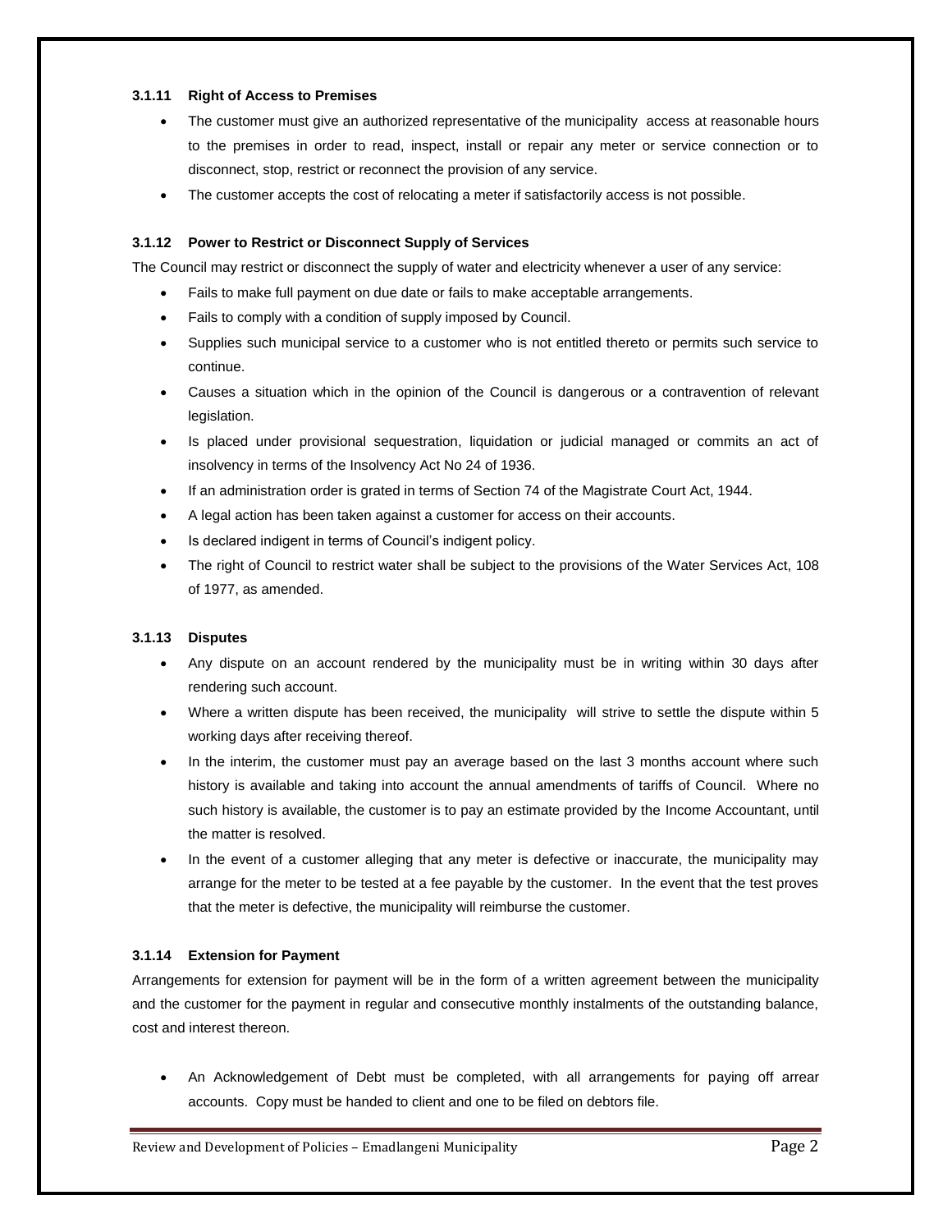### 3.1.11 Right of Access to Premises

- The customer must give an authorized representative of the municipality access at reasonable hours to the premises in order to read, inspect, install or repair any meter or service connection or to disconnect, stop, restrict or reconnect the provision of any service.
- The customer accepts the cost of relocating a meter if satisfactorily access is not possible.

### 3.1.12 Power to Restrict or Disconnect Supply of Services

The Council may restrict or disconnect the supply of water and electricity whenever a user of any service:

- Fails to make full payment on due date or fails to make acceptable arrangements.
- Fails to comply with a condition of supply imposed by Council.
- Supplies such municipal service to a customer who is not entitled thereto or permits such service to continue.
- Causes a situation which in the opinion of the Council is dangerous or a contravention of relevant legislation.
- Is placed under provisional sequestration, liquidation or judicial managed or commits an act of insolvency in terms of the Insolvency Act No 24 of 1936.
- If an administration order is grated in terms of Section 74 of the Magistrate Court Act, 1944.
- A legal action has been taken against a customer for access on their accounts.
- Is declared indigent in terms of Council's indigent policy.
- The right of Council to restrict water shall be subject to the provisions of the Water Services Act, 108 of 1977, as amended.

### 3.1.13 Disputes

- Any dispute on an account rendered by the municipality must be in writing within 30 days after rendering such account.
- Where a written dispute has been received, the municipality will strive to settle the dispute within 5 working days after receiving thereof.
- In the interim, the customer must pay an average based on the last 3 months account where such history is available and taking into account the annual amendments of tariffs of Council. Where no such history is available, the customer is to pay an estimate provided by the Income Accountant, until the matter is resolved.
- In the event of a customer alleging that any meter is defective or inaccurate, the municipality may arrange for the meter to be tested at a fee payable by the customer. In the event that the test proves that the meter is defective, the municipality will reimburse the customer.

### 3.1.14 Extension for Payment

Arrangements for extension for payment will be in the form of a written agreement between the municipality and the customer for the payment in regular and consecutive monthly instalments of the outstanding balance, cost and interest thereon.

- An Acknowledgement of Debt must be completed, with all arrangements for paying off arrear accounts. Copy must be handed to client and one to be filed on debtors file.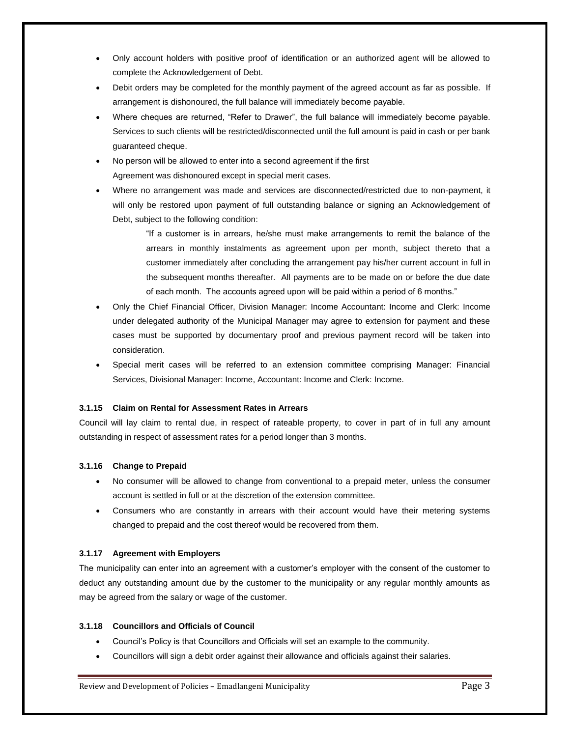- Only account holders with positive proof of identification or an authorized agent will be allowed to complete the Acknowledgement of Debt.
- Debit orders may be completed for the monthly payment of the agreed account as far as possible. If arrangement is dishonoured, the full balance will immediately become payable.
- Where cheques are returned, "Refer to Drawer", the full balance will immediately become payable. Services to such clients will be restricted/disconnected until the full amount is paid in cash or per bank guaranteed cheque.
- No person will be allowed to enter into a second agreement if the first Agreement was dishonoured except in special merit cases.
- Where no arrangement was made and services are disconnected/restricted due to non-payment, it will only be restored upon payment of full outstanding balance or signing an Acknowledgement of Debt, subject to the following condition:

  > "If a customer is in arrears, he/she must make arrangements to remit the balance of the arrears in monthly instalments as agreement upon per month, subject thereto that a customer immediately after concluding the arrangement pay his/her current account in full in the subsequent months thereafter. All payments are to be made on or before the due date of each month. The accounts agreed upon will be paid within a period of 6 months."

- Only the Chief Financial Officer, Division Manager: Income Accountant: Income and Clerk: Income under delegated authority of the Municipal Manager may agree to extension for payment and these cases must be supported by documentary proof and previous payment record will be taken into consideration.
- Special merit cases will be referred to an extension committee comprising Manager: Financial Services, Divisional Manager: Income, Accountant: Income and Clerk: Income.

#### 3.1.15 Claim on Rental for Assessment Rates in Arrears

Council will lay claim to rental due, in respect of rateable property, to cover in part of in full any amount outstanding in respect of assessment rates for a period longer than 3 months.

#### 3.1.16 Change to Prepaid

- No consumer will be allowed to change from conventional to a prepaid meter, unless the consumer account is settled in full or at the discretion of the extension committee.
- Consumers who are constantly in arrears with their account would have their metering systems changed to prepaid and the cost thereof would be recovered from them.

#### 3.1.17 Agreement with Employers

The municipality can enter into an agreement with a customer's employer with the consent of the customer to deduct any outstanding amount due by the customer to the municipality or any regular monthly amounts as may be agreed from the salary or wage of the customer.

#### 3.1.18 Councillors and Officials of Council

- Council's Policy is that Councillors and Officials will set an example to the community.
- Councillors will sign a debit order against their allowance and officials against their salaries.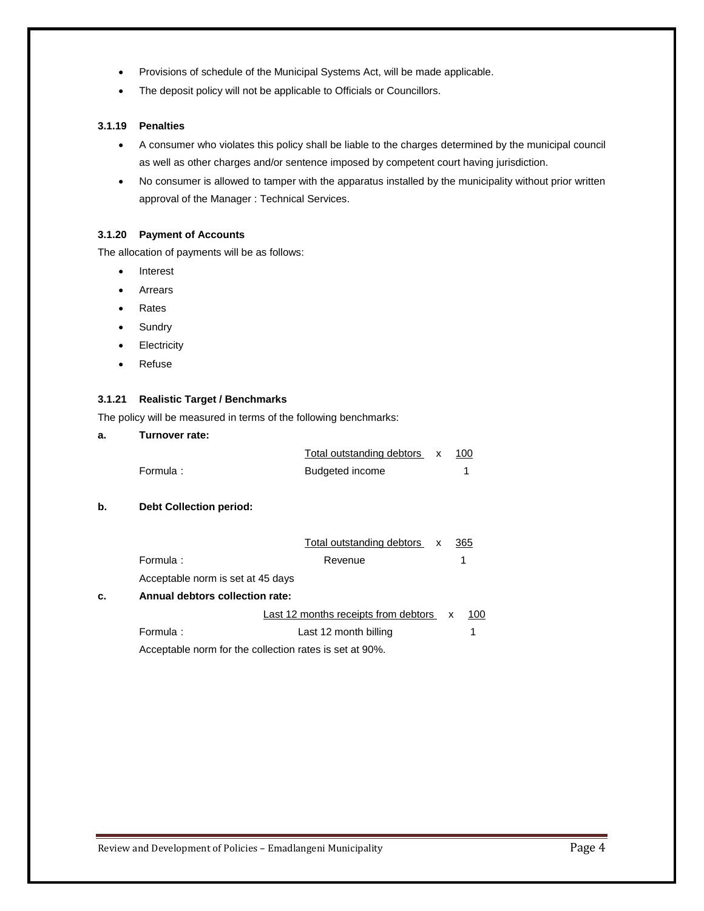- Provisions of schedule of the Municipal Systems Act, will be made applicable.
- The deposit policy will not be applicable to Officials or Councillors.

### 3.1.19 Penalties

- A consumer who violates this policy shall be liable to the charges determined by the municipal council as well as other charges and/or sentence imposed by competent court having jurisdiction.
- No consumer is allowed to tamper with the apparatus installed by the municipality without prior written approval of the Manager : Technical Services.

### 3.1.20 Payment of Accounts

The allocation of payments will be as follows:

- Interest
- Arrears
- Rates
- Sundry
- Electricity
- Refuse

### 3.1.21 Realistic Target / Benchmarks

The policy will be measured in terms of the following benchmarks:

**a. Turnover rate:**

Formula : $\frac{\text{Total outstanding debtors}}{\text{Budgeted income}} \times \frac{100}{1}$

**b. Debt Collection period:**

Formula : $\frac{\text{Total outstanding debtors}}{\text{Revenue}} \times \frac{365}{1}$

Acceptable norm is set at 45 days

**c. Annual debtors collection rate:**

Formula : $\frac{\text{Last 12 months receipts from debtors}}{\text{Last 12 month billing}} \times \frac{100}{1}$

Acceptable norm for the collection rates is set at 90%.